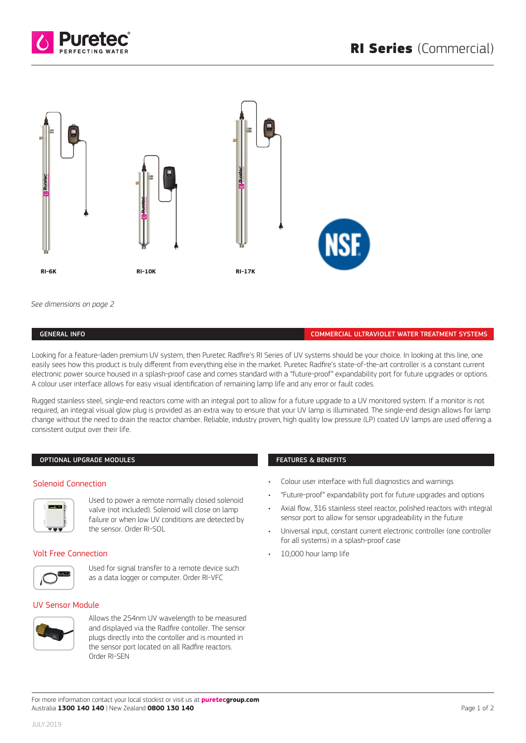# RI Series (Commercial)

RI-6K

RI-10K

RI-17K

*See dimensions on page 2*

## GENERAL INFO

## COMMERCIAL ULTRAVIOLET WATER TREATMENT SYSTEMS

Looking for a feature-laden premium UV system, then Puretec Radfire's RI Series of UV systems should be your choice. In looking at this line, one easily sees how this product is truly different from everything else in the market. Puretec Radfire's state-of-the-art controller is a constant current electronic power source housed in a splash-proof case and comes standard with a "future-proof" expandability port for future upgrades or options. A colour user interface allows for easy visual identification of remaining lamp life and any error or fault codes.

Rugged stainless steel, single-end reactors come with an integral port to allow for a future upgrade to a UV monitored system. If a monitor is not required, an integral visual glow plug is provided as an extra way to ensure that your UV lamp is illuminated. The single-end design allows for lamp change without the need to drain the reactor chamber. Reliable, industry proven, high quality low pressure (LP) coated UV lamps are used offering a consistent output over their life.

## OPTIONAL UPGRADE MODULES

### Solenoid Connection

Used to power a remote normally closed solenoid valve (not included). Solenoid will close on lamp failure or when low UV conditions are detected by the sensor. Order RI-SOL

### Volt Free Connection

Used for signal transfer to a remote device such as a data logger or computer. Order RI-VFC

### UV Sensor Module

Allows the 254nm UV wavelength to be measured and displayed via the Radfire contoller. The sensor plugs directly into the contoller and is mounted in the sensor port located on all Radfire reactors. Order RI-SEN

## FEATURES & BENEFITS

- Colour user interface with full diagnostics and warnings
- "Future-proof" expandability port for future upgrades and options
- Axial flow, 316 stainless steel reactor, polished reactors with integral sensor port to allow for sensor upgradeability in the future
- Universal input, constant current electronic controller (one controller for all systems) in a splash-proof case
- 10,000 hour lamp life

For more information contact your local stockist or visit us at **puretecgroup.com**
Australia **1300 140 140** | New Zealand **0800 130 140**

JULY 2019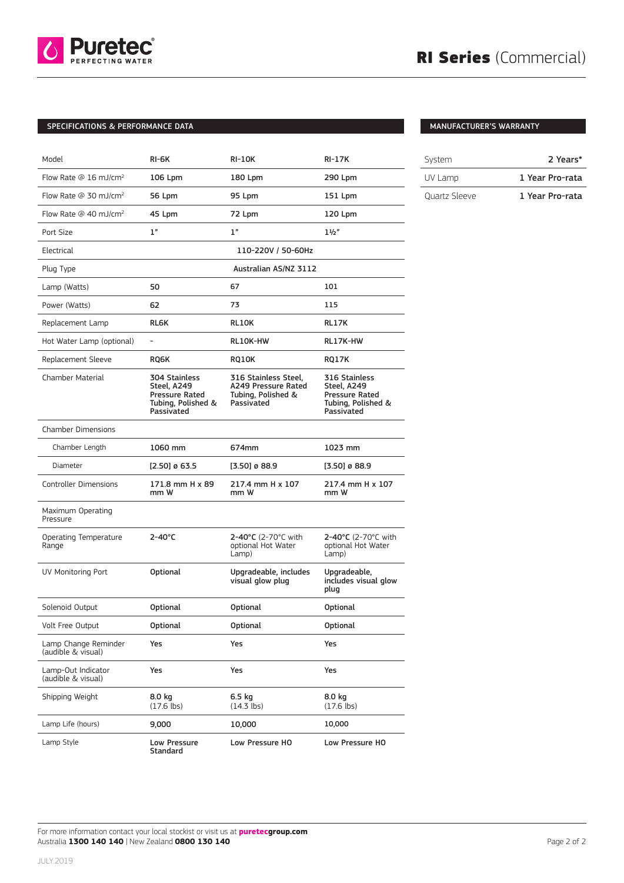# RI Series (Commercial)

## SPECIFICATIONS & PERFORMANCE DATA

| | | | |
|---|---|---|---|
| Model | RI-6K | RI-10K | RI-17K |
| Flow Rate @ 16 mJ/cm² | 106 Lpm | 180 Lpm | 290 Lpm |
| Flow Rate @ 30 mJ/cm² | 56 Lpm | 95 Lpm | 151 Lpm |
| Flow Rate @ 40 mJ/cm² | 45 Lpm | 72 Lpm | 120 Lpm |
| Port Size | 1" | 1" | 1½" |
| Electrical | | 110-220V / 50-60Hz | |
| Plug Type | | Australian AS/NZ 3112 | |
| Lamp (Watts) | 50 | 67 | 101 |
| Power (Watts) | 62 | 73 | 115 |
| Replacement Lamp | RL6K | RL10K | RL17K |
| Hot Water Lamp (optional) | - | RL10K-HW | RL17K-HW |
| Replacement Sleeve | RQ6K | RQ10K | RQ17K |
| Chamber Material | 304 Stainless Steel, A249 Pressure Rated Tubing, Polished & Passivated | 316 Stainless Steel, A249 Pressure Rated Tubing, Polished & Passivated | 316 Stainless Steel, A249 Pressure Rated Tubing, Polished & Passivated |
| Chamber Dimensions | | | |
| Chamber Length | 1060 mm | 674mm | 1023 mm |
| Diameter | [2.50] ø 63.5 | [3.50] ø 88.9 | [3.50] ø 88.9 |
| Controller Dimensions | 171.8 mm H x 89 mm W | 217.4 mm H x 107 mm W | 217.4 mm H x 107 mm W |
| Maximum Operating Pressure | | | |
| Operating Temperature Range | 2-40°C | 2-40°C (2-70°C with optional Hot Water Lamp) | 2-40°C (2-70°C with optional Hot Water Lamp) |
| UV Monitoring Port | Optional | Upgradeable, includes visual glow plug | Upgradeable, includes visual glow plug |
| Solenoid Output | Optional | Optional | Optional |
| Volt Free Output | Optional | Optional | Optional |
| Lamp Change Reminder (audible & visual) | Yes | Yes | Yes |
| Lamp-Out Indicator (audible & visual) | Yes | Yes | Yes |
| Shipping Weight | 8.0 kg (17.6 lbs) | 6.5 kg (14.3 lbs) | 8.0 kg (17.6 lbs) |
| Lamp Life (hours) | 9,000 | 10,000 | 10,000 |
| Lamp Style | Low Pressure Standard | Low Pressure HO | Low Pressure HO |

## MANUFACTURER'S WARRANTY

| | |
|---|---|
| System | 2 Years* |
| UV Lamp | 1 Year Pro-rata |
| Quartz Sleeve | 1 Year Pro-rata |

For more information contact your local stockist or visit us at **puretecgroup.com**
Australia **1300 140 140** | New Zealand **0800 130 140**

JULY.2019